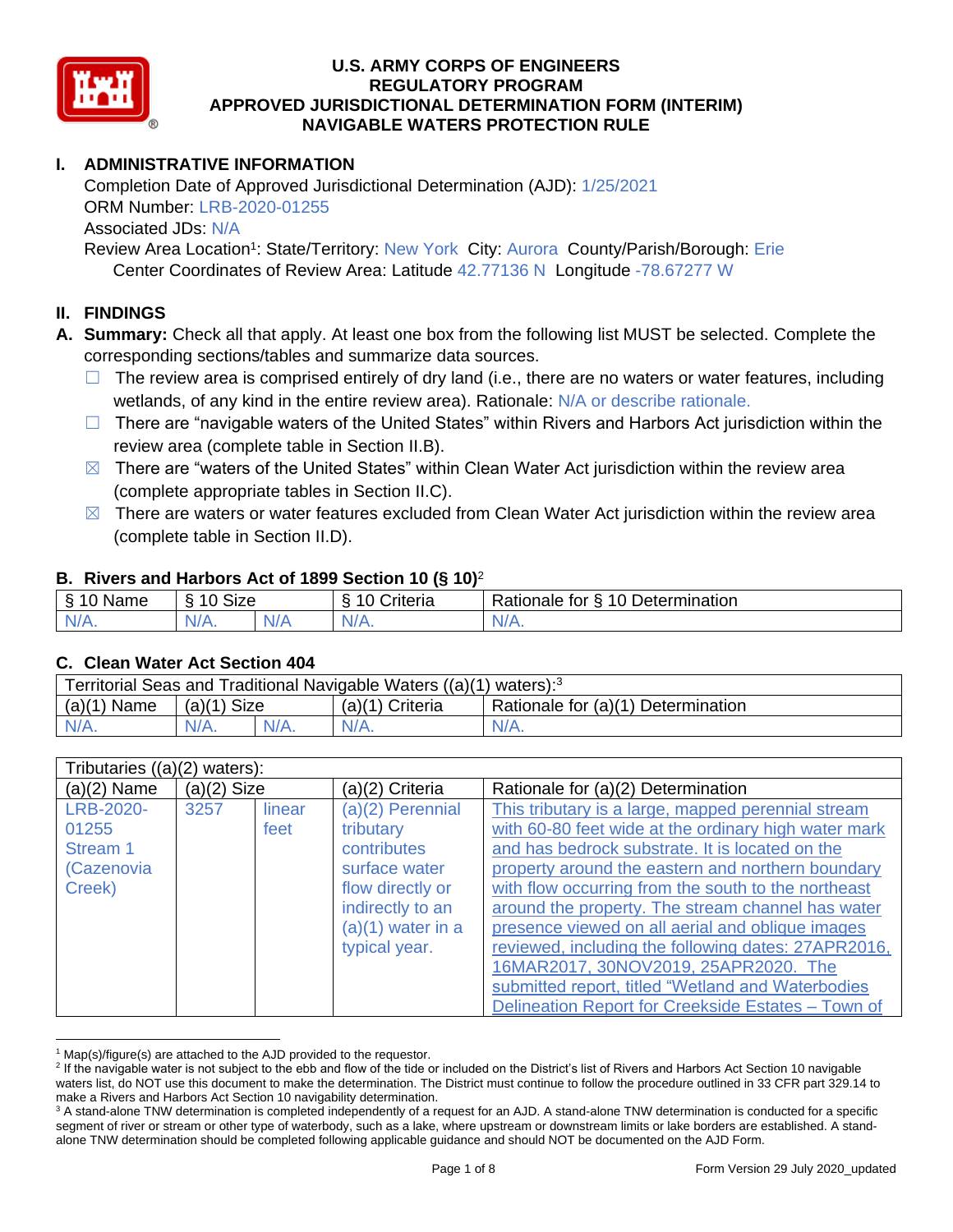# U.S. ARMY CORPS OF ENGINEERS
# REGULATORY PROGRAM
# APPROVED JURISDICTIONAL DETERMINATION FORM (INTERIM)
# NAVIGABLE WATERS PROTECTION RULE

## I. ADMINISTRATIVE INFORMATION

Completion Date of Approved Jurisdictional Determination (AJD): 1/25/2021
ORM Number: LRB-2020-01255
Associated JDs: N/A
Review Area Location[1]: State/Territory: New York City: Aurora County/Parish/Borough: Erie
Center Coordinates of Review Area: Latitude 42.77136 N Longitude -78.67277 W

## II. FINDINGS

**A. Summary:** Check all that apply. At least one box from the following list MUST be selected. Complete the corresponding sections/tables and summarize data sources.

- ☐ The review area is comprised entirely of dry land (i.e., there are no waters or water features, including wetlands, of any kind in the entire review area). Rationale: N/A or describe rationale.
- ☐ There are "navigable waters of the United States" within Rivers and Harbors Act jurisdiction within the review area (complete table in Section II.B).
- ☒ There are "waters of the United States" within Clean Water Act jurisdiction within the review area (complete appropriate tables in Section II.C).
- ☒ There are waters or water features excluded from Clean Water Act jurisdiction within the review area (complete table in Section II.D).

### B. Rivers and Harbors Act of 1899 Section 10 (§ 10)[2]

| § 10 Name | § 10 Size | | § 10 Criteria | Rationale for § 10 Determination |
|---|---|---|---|---|
| N/A. | N/A. | N/A | N/A. | N/A. |

### C. Clean Water Act Section 404

| Territorial Seas and Traditional Navigable Waters ((a)(1) waters):[3] | | | | |
|---|---|---|---|---|
| (a)(1) Name | (a)(1) Size | | (a)(1) Criteria | Rationale for (a)(1) Determination |
| N/A. | N/A. | N/A. | N/A. | N/A. |

| Tributaries ((a)(2) waters): | | | | |
|---|---|---|---|---|
| (a)(2) Name | (a)(2) Size | | (a)(2) Criteria | Rationale for (a)(2) Determination |
| LRB-2020-01255 Stream 1 (Cazenovia Creek) | 3257 | linear feet | (a)(2) Perennial tributary contributes surface water flow directly or indirectly to an (a)(1) water in a typical year. | This tributary is a large, mapped perennial stream with 60-80 feet wide at the ordinary high water mark and has bedrock substrate. It is located on the property around the eastern and northern boundary with flow occurring from the south to the northeast around the property. The stream channel has water presence viewed on all aerial and oblique images reviewed, including the following dates: 27APR2016, 16MAR2017, 30NOV2019, 25APR2020. The submitted report, titled "Wetland and Waterbodies Delineation Report for Creekside Estates – Town of |

[1] Map(s)/figure(s) are attached to the AJD provided to the requestor.
[2] If the navigable water is not subject to the ebb and flow of the tide or included on the District's list of Rivers and Harbors Act Section 10 navigable waters list, do NOT use this document to make the determination. The District must continue to follow the procedure outlined in 33 CFR part 329.14 to make a Rivers and Harbors Act Section 10 navigability determination.
[3] A stand-alone TNW determination is completed independently of a request for an AJD. A stand-alone TNW determination is conducted for a specific segment of river or stream or other type of waterbody, such as a lake, where upstream or downstream limits or lake borders are established. A stand-alone TNW determination should be completed following applicable guidance and should NOT be documented on the AJD Form.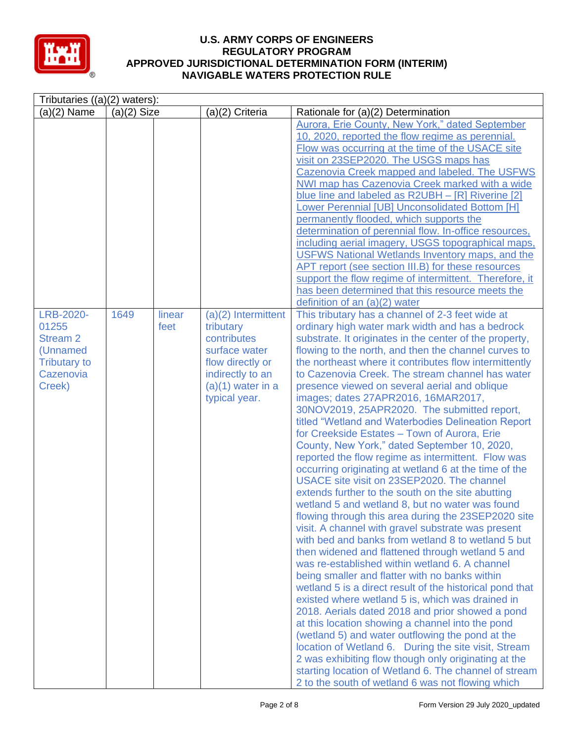| Tributaries ((a)(2) waters): | | | | |
|---|---|---|---|---|
| (a)(2) Name | (a)(2) Size | | (a)(2) Criteria | Rationale for (a)(2) Determination |
| | | | | Aurora, Erie County, New York," dated September 10, 2020, reported the flow regime as perennial. Flow was occurring at the time of the USACE site visit on 23SEP2020. The USGS maps has Cazenovia Creek mapped and labeled. The USFWS NWI map has Cazenovia Creek marked with a wide blue line and labeled as R2UBH – [R] Riverine [2] Lower Perennial [UB] Unconsolidated Bottom [H] permanently flooded, which supports the determination of perennial flow. In-office resources, including aerial imagery, USGS topographical maps, USFWS National Wetlands Inventory maps, and the APT report (see section III.B) for these resources support the flow regime of intermittent. Therefore, it has been determined that this resource meets the definition of an (a)(2) water |
| LRB-2020-01255 Stream 2 (Unnamed Tributary to Cazenovia Creek) | 1649 | linear feet | (a)(2) Intermittent tributary contributes surface water flow directly or indirectly to an (a)(1) water in a typical year. | This tributary has a channel of 2-3 feet wide at ordinary high water mark width and has a bedrock substrate. It originates in the center of the property, flowing to the north, and then the channel curves to the northeast where it contributes flow intermittently to Cazenovia Creek. The stream channel has water presence viewed on several aerial and oblique images; dates 27APR2016, 16MAR2017, 30NOV2019, 25APR2020. The submitted report, titled "Wetland and Waterbodies Delineation Report for Creekside Estates – Town of Aurora, Erie County, New York," dated September 10, 2020, reported the flow regime as intermittent. Flow was occurring originating at wetland 6 at the time of the USACE site visit on 23SEP2020. The channel extends further to the south on the site abutting wetland 5 and wetland 8, but no water was found flowing through this area during the 23SEP2020 site visit. A channel with gravel substrate was present with bed and banks from wetland 8 to wetland 5 but then widened and flattened through wetland 5 and was re-established within wetland 6. A channel being smaller and flatter with no banks within wetland 5 is a direct result of the historical pond that existed where wetland 5 is, which was drained in 2018. Aerials dated 2018 and prior showed a pond at this location showing a channel into the pond (wetland 5) and water outflowing the pond at the location of Wetland 6. During the site visit, Stream 2 was exhibiting flow though only originating at the starting location of Wetland 6. The channel of stream 2 to the south of wetland 6 was not flowing which |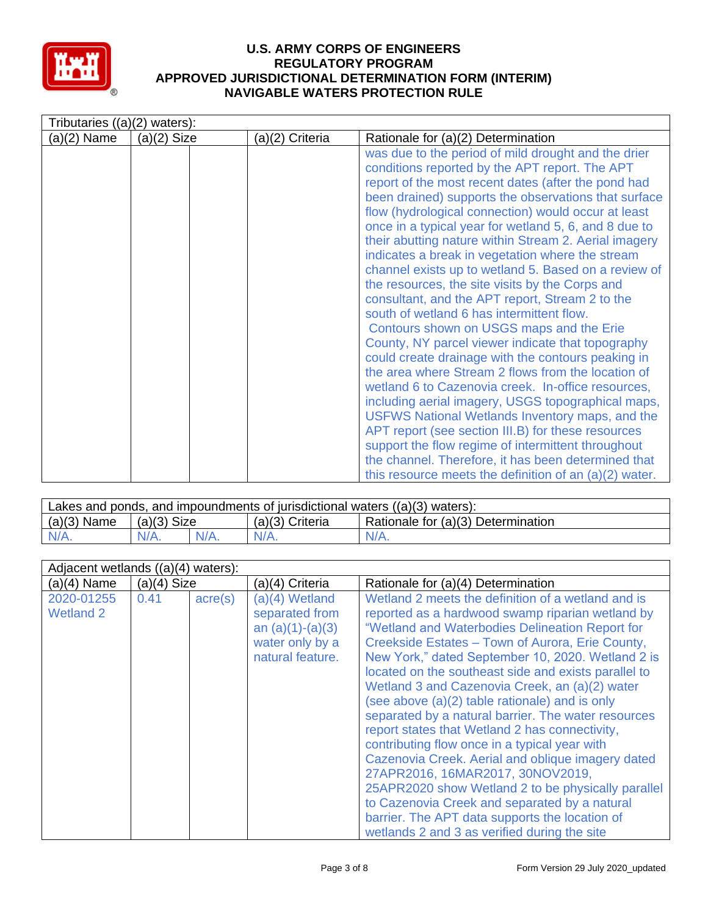# U.S. ARMY CORPS OF ENGINEERS
## REGULATORY PROGRAM
## APPROVED JURISDICTIONAL DETERMINATION FORM (INTERIM)
## NAVIGABLE WATERS PROTECTION RULE

| Tributaries ((a)(2) waters): | | | | |
|---|---|---|---|---|
| (a)(2) Name | (a)(2) Size | | (a)(2) Criteria | Rationale for (a)(2) Determination |
| | | | | was due to the period of mild drought and the drier conditions reported by the APT report. The APT report of the most recent dates (after the pond had been drained) supports the observations that surface flow (hydrological connection) would occur at least once in a typical year for wetland 5, 6, and 8 due to their abutting nature within Stream 2. Aerial imagery indicates a break in vegetation where the stream channel exists up to wetland 5. Based on a review of the resources, the site visits by the Corps and consultant, and the APT report, Stream 2 to the south of wetland 6 has intermittent flow. Contours shown on USGS maps and the Erie County, NY parcel viewer indicate that topography could create drainage with the contours peaking in the area where Stream 2 flows from the location of wetland 6 to Cazenovia creek. In-office resources, including aerial imagery, USGS topographical maps, USFWS National Wetlands Inventory maps, and the APT report (see section III.B) for these resources support the flow regime of intermittent throughout the channel. Therefore, it has been determined that this resource meets the definition of an (a)(2) water. |

| Lakes and ponds, and impoundments of jurisdictional waters ((a)(3) waters): | | | | |
|---|---|---|---|---|
| (a)(3) Name | (a)(3) Size | | (a)(3) Criteria | Rationale for (a)(3) Determination |
| N/A. | N/A. | N/A. | N/A. | N/A. |

| Adjacent wetlands ((a)(4) waters): | | | | |
|---|---|---|---|---|
| (a)(4) Name | (a)(4) Size | | (a)(4) Criteria | Rationale for (a)(4) Determination |
| 2020-01255 Wetland 2 | 0.41 | acre(s) | (a)(4) Wetland separated from an (a)(1)-(a)(3) water only by a natural feature. | Wetland 2 meets the definition of a wetland and is reported as a hardwood swamp riparian wetland by "Wetland and Waterbodies Delineation Report for Creekside Estates – Town of Aurora, Erie County, New York," dated September 10, 2020. Wetland 2 is located on the southeast side and exists parallel to Wetland 3 and Cazenovia Creek, an (a)(2) water (see above (a)(2) table rationale) and is only separated by a natural barrier. The water resources report states that Wetland 2 has connectivity, contributing flow once in a typical year with Cazenovia Creek. Aerial and oblique imagery dated 27APR2016, 16MAR2017, 30NOV2019, 25APR2020 show Wetland 2 to be physically parallel to Cazenovia Creek and separated by a natural barrier. The APT data supports the location of wetlands 2 and 3 as verified during the site |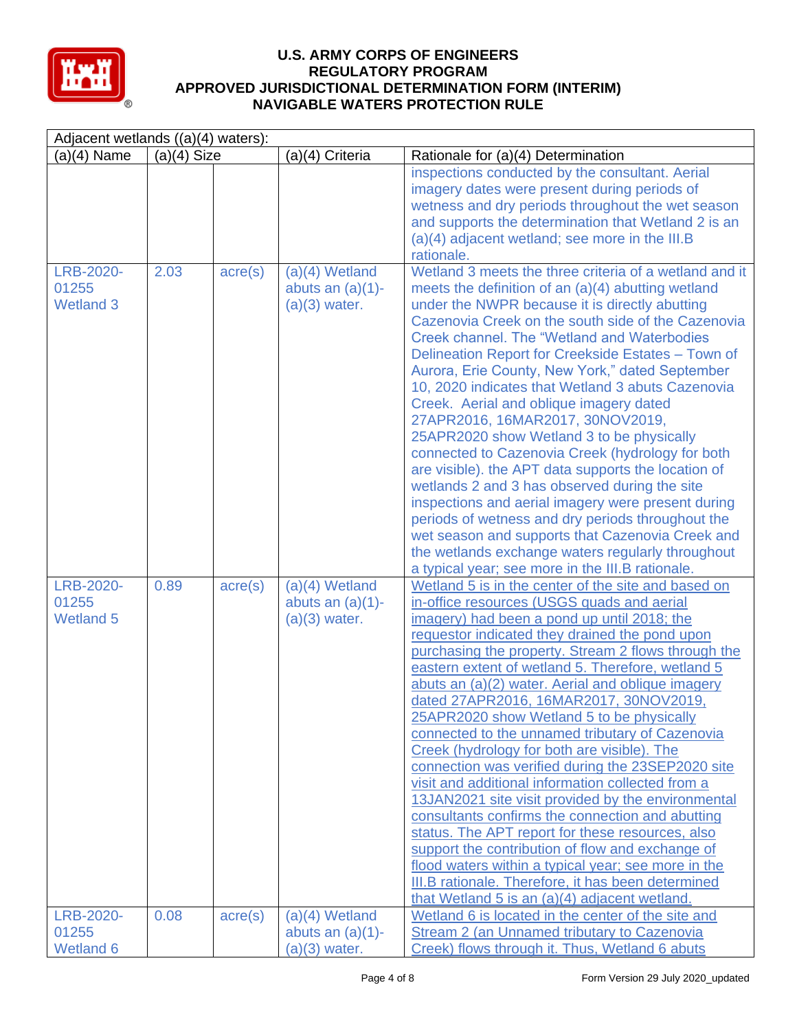# U.S. ARMY CORPS OF ENGINEERS
# REGULATORY PROGRAM
# APPROVED JURISDICTIONAL DETERMINATION FORM (INTERIM)
# NAVIGABLE WATERS PROTECTION RULE

| Adjacent wetlands ((a)(4) waters): | | | | |
|---|---|---|---|---|
| (a)(4) Name | (a)(4) Size | | (a)(4) Criteria | Rationale for (a)(4) Determination |
| | | | | inspections conducted by the consultant. Aerial imagery dates were present during periods of wetness and dry periods throughout the wet season and supports the determination that Wetland 2 is an (a)(4) adjacent wetland; see more in the III.B rationale. |
| LRB-2020-01255 Wetland 3 | 2.03 | acre(s) | (a)(4) Wetland abuts an (a)(1)-(a)(3) water. | Wetland 3 meets the three criteria of a wetland and it meets the definition of an (a)(4) abutting wetland under the NWPR because it is directly abutting Cazenovia Creek on the south side of the Cazenovia Creek channel. The “Wetland and Waterbodies Delineation Report for Creekside Estates – Town of Aurora, Erie County, New York,” dated September 10, 2020 indicates that Wetland 3 abuts Cazenovia Creek. Aerial and oblique imagery dated 27APR2016, 16MAR2017, 30NOV2019, 25APR2020 show Wetland 3 to be physically connected to Cazenovia Creek (hydrology for both are visible). the APT data supports the location of wetlands 2 and 3 has observed during the site inspections and aerial imagery were present during periods of wetness and dry periods throughout the wet season and supports that Cazenovia Creek and the wetlands exchange waters regularly throughout a typical year; see more in the III.B rationale. |
| LRB-2020-01255 Wetland 5 | 0.89 | acre(s) | (a)(4) Wetland abuts an (a)(1)-(a)(3) water. | Wetland 5 is in the center of the site and based on in-office resources (USGS quads and aerial imagery) had been a pond up until 2018; the requestor indicated they drained the pond upon purchasing the property. Stream 2 flows through the eastern extent of wetland 5. Therefore, wetland 5 abuts an (a)(2) water. Aerial and oblique imagery dated 27APR2016, 16MAR2017, 30NOV2019, 25APR2020 show Wetland 5 to be physically connected to the unnamed tributary of Cazenovia Creek (hydrology for both are visible). The connection was verified during the 23SEP2020 site visit and additional information collected from a 13JAN2021 site visit provided by the environmental consultants confirms the connection and abutting status. The APT report for these resources, also support the contribution of flow and exchange of flood waters within a typical year; see more in the III.B rationale. Therefore, it has been determined that Wetland 5 is an (a)(4) adjacent wetland. |
| LRB-2020-01255 Wetland 6 | 0.08 | acre(s) | (a)(4) Wetland abuts an (a)(1)-(a)(3) water. | Wetland 6 is located in the center of the site and Stream 2 (an Unnamed tributary to Cazenovia Creek) flows through it. Thus, Wetland 6 abuts |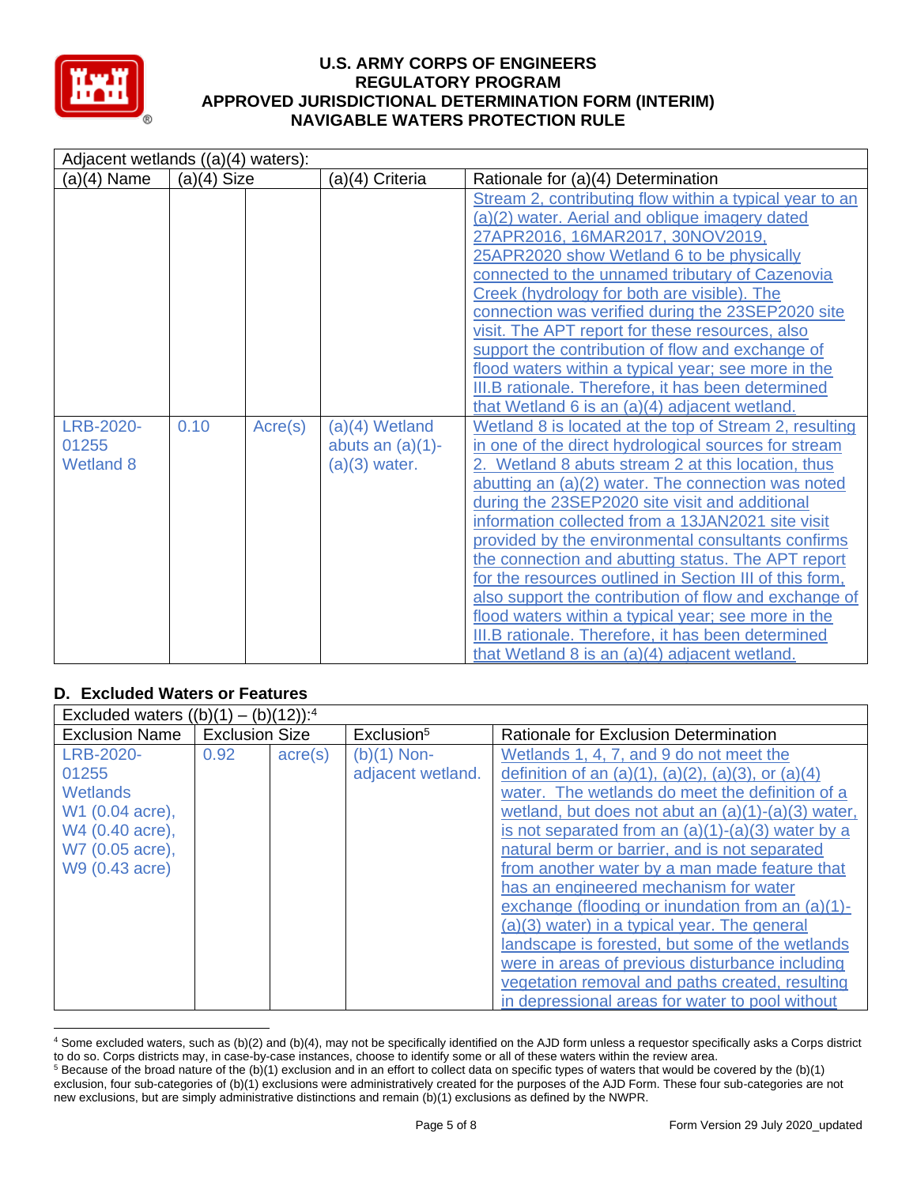| Adjacent wetlands ((a)(4) waters): | | | | |
|---|---|---|---|---|
| (a)(4) Name | (a)(4) Size | | (a)(4) Criteria | Rationale for (a)(4) Determination |
| | | | | Stream 2, contributing flow within a typical year to an (a)(2) water. Aerial and oblique imagery dated 27APR2016, 16MAR2017, 30NOV2019, 25APR2020 show Wetland 6 to be physically connected to the unnamed tributary of Cazenovia Creek (hydrology for both are visible). The connection was verified during the 23SEP2020 site visit. The APT report for these resources, also support the contribution of flow and exchange of flood waters within a typical year; see more in the III.B rationale. Therefore, it has been determined that Wetland 6 is an (a)(4) adjacent wetland. |
| LRB-2020-01255 Wetland 8 | 0.10 | Acre(s) | (a)(4) Wetland abuts an (a)(1)-(a)(3) water. | Wetland 8 is located at the top of Stream 2, resulting in one of the direct hydrological sources for stream 2. Wetland 8 abuts stream 2 at this location, thus abutting an (a)(2) water. The connection was noted during the 23SEP2020 site visit and additional information collected from a 13JAN2021 site visit provided by the environmental consultants confirms the connection and abutting status. The APT report for the resources outlined in Section III of this form, also support the contribution of flow and exchange of flood waters within a typical year; see more in the III.B rationale. Therefore, it has been determined that Wetland 8 is an (a)(4) adjacent wetland. |

## D. Excluded Waters or Features

| Excluded waters ((b)(1) – (b)(12)):[4] | | | | |
|---|---|---|---|---|
| Exclusion Name | Exclusion Size | | Exclusion[5] | Rationale for Exclusion Determination |
| LRB-2020-01255 Wetlands W1 (0.04 acre), W4 (0.40 acre), W7 (0.05 acre), W9 (0.43 acre) | 0.92 | acre(s) | (b)(1) Non-adjacent wetland. | Wetlands 1, 4, 7, and 9 do not meet the definition of an (a)(1), (a)(2), (a)(3), or (a)(4) water. The wetlands do meet the definition of a wetland, but does not abut an (a)(1)-(a)(3) water, is not separated from an (a)(1)-(a)(3) water by a natural berm or barrier, and is not separated from another water by a man made feature that has an engineered mechanism for water exchange (flooding or inundation from an (a)(1)-(a)(3) water) in a typical year. The general landscape is forested, but some of the wetlands were in areas of previous disturbance including vegetation removal and paths created, resulting in depressional areas for water to pool without |

[4] Some excluded waters, such as (b)(2) and (b)(4), may not be specifically identified on the AJD form unless a requestor specifically asks a Corps district to do so. Corps districts may, in case-by-case instances, choose to identify some or all of these waters within the review area.

[5] Because of the broad nature of the (b)(1) exclusion and in an effort to collect data on specific types of waters that would be covered by the (b)(1) exclusion, four sub-categories of (b)(1) exclusions were administratively created for the purposes of the AJD Form. These four sub-categories are not new exclusions, but are simply administrative distinctions and remain (b)(1) exclusions as defined by the NWPR.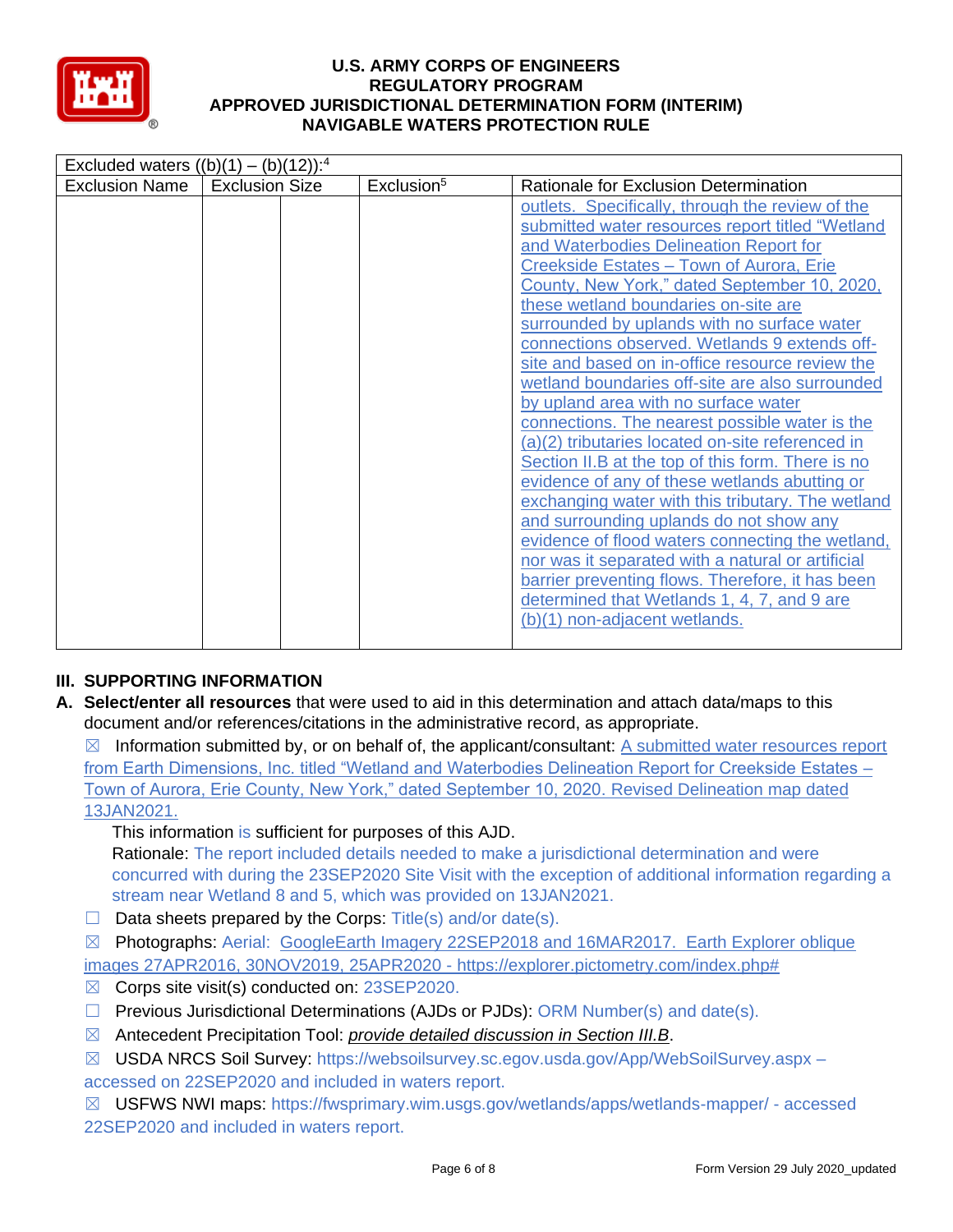| Excluded waters ((b)(1) – (b)(12)):[4] | | | | |
|---|---|---|---|---|
| Exclusion Name | Exclusion Size | | Exclusion[5] | Rationale for Exclusion Determination |
| | | | | outlets. Specifically, through the review of the submitted water resources report titled "Wetland and Waterbodies Delineation Report for Creekside Estates – Town of Aurora, Erie County, New York," dated September 10, 2020, these wetland boundaries on-site are surrounded by uplands with no surface water connections observed. Wetlands 9 extends off-site and based on in-office resource review the wetland boundaries off-site are also surrounded by upland area with no surface water connections. The nearest possible water is the (a)(2) tributaries located on-site referenced in Section II.B at the top of this form. There is no evidence of any of these wetlands abutting or exchanging water with this tributary. The wetland and surrounding uplands do not show any evidence of flood waters connecting the wetland, nor was it separated with a natural or artificial barrier preventing flows. Therefore, it has been determined that Wetlands 1, 4, 7, and 9 are (b)(1) non-adjacent wetlands. |

## III. SUPPORTING INFORMATION

**A. Select/enter all resources** that were used to aid in this determination and attach data/maps to this document and/or references/citations in the administrative record, as appropriate.

☒ Information submitted by, or on behalf of, the applicant/consultant: A submitted water resources report from Earth Dimensions, Inc. titled "Wetland and Waterbodies Delineation Report for Creekside Estates – Town of Aurora, Erie County, New York," dated September 10, 2020. Revised Delineation map dated 13JAN2021.

This information is sufficient for purposes of this AJD.

Rationale: The report included details needed to make a jurisdictional determination and were concurred with during the 23SEP2020 Site Visit with the exception of additional information regarding a stream near Wetland 8 and 5, which was provided on 13JAN2021.

☐ Data sheets prepared by the Corps: Title(s) and/or date(s).

☒ Photographs: Aerial: GoogleEarth Imagery 22SEP2018 and 16MAR2017. Earth Explorer oblique images 27APR2016, 30NOV2019, 25APR2020 - https://explorer.pictometry.com/index.php#

☒ Corps site visit(s) conducted on: 23SEP2020.

☐ Previous Jurisdictional Determinations (AJDs or PJDs): ORM Number(s) and date(s).

☒ Antecedent Precipitation Tool: *provide detailed discussion in Section III.B*.

☒ USDA NRCS Soil Survey: https://websoilsurvey.sc.egov.usda.gov/App/WebSoilSurvey.aspx – accessed on 22SEP2020 and included in waters report.

☒ USFWS NWI maps: https://fwsprimary.wim.usgs.gov/wetlands/apps/wetlands-mapper/ - accessed 22SEP2020 and included in waters report.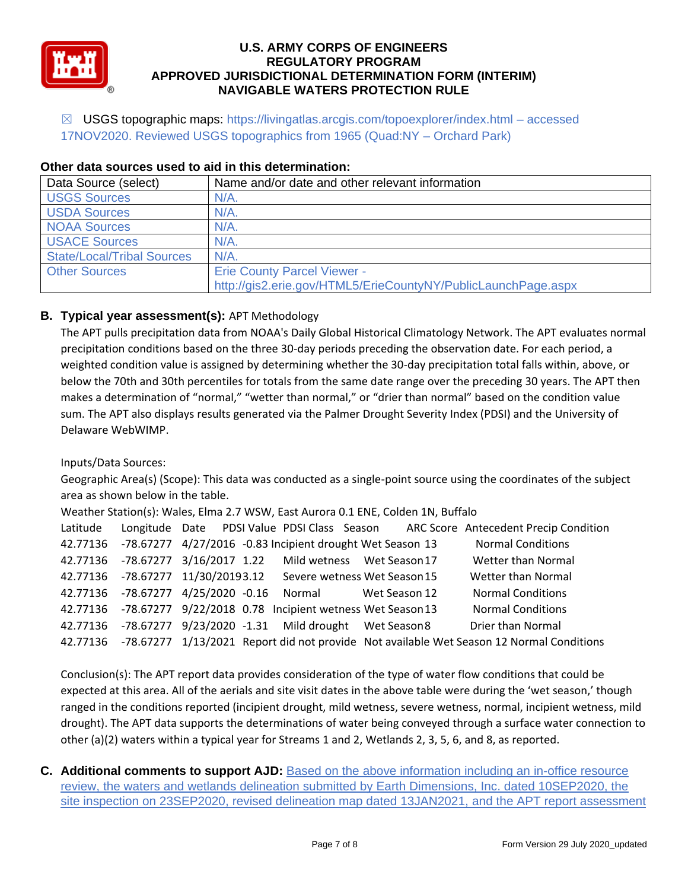☒ USGS topographic maps: https://livingatlas.arcgis.com/topoexplorer/index.html – accessed 17NOV2020. Reviewed USGS topographics from 1965 (Quad:NY – Orchard Park)

**Other data sources used to aid in this determination:**

| Data Source (select) | Name and/or date and other relevant information |
|---|---|
| USGS Sources | N/A. |
| USDA Sources | N/A. |
| NOAA Sources | N/A. |
| USACE Sources | N/A. |
| State/Local/Tribal Sources | N/A. |
| Other Sources | Erie County Parcel Viewer - http://gis2.erie.gov/HTML5/ErieCountyNY/PublicLaunchPage.aspx |

**B. Typical year assessment(s):** APT Methodology

The APT pulls precipitation data from NOAA's Daily Global Historical Climatology Network. The APT evaluates normal precipitation conditions based on the three 30-day periods preceding the observation date. For each period, a weighted condition value is assigned by determining whether the 30-day precipitation total falls within, above, or below the 70th and 30th percentiles for totals from the same date range over the preceding 30 years. The APT then makes a determination of "normal," "wetter than normal," or "drier than normal" based on the condition value sum. The APT also displays results generated via the Palmer Drought Severity Index (PDSI) and the University of Delaware WebWIMP.

Inputs/Data Sources:

Geographic Area(s) (Scope): This data was conducted as a single-point source using the coordinates of the subject area as shown below in the table.

Weather Station(s): Wales, Elma 2.7 WSW, East Aurora 0.1 ENE, Colden 1N, Buffalo

| Latitude | Longitude | Date | PDSI Value | PDSI Class | Season | ARC Score | Antecedent Precip Condition |
|---|---|---|---|---|---|---|---|
| 42.77136 | -78.67277 | 4/27/2016 | -0.83 | Incipient drought | Wet Season | 13 | Normal Conditions |
| 42.77136 | -78.67277 | 3/16/2017 | 1.22 | Mild wetness | Wet Season | 17 | Wetter than Normal |
| 42.77136 | -78.67277 | 11/30/2019 | 3.12 | Severe wetness | Wet Season | 15 | Wetter than Normal |
| 42.77136 | -78.67277 | 4/25/2020 | -0.16 | Normal | Wet Season | 12 | Normal Conditions |
| 42.77136 | -78.67277 | 9/22/2018 | 0.78 | Incipient wetness | Wet Season | 13 | Normal Conditions |
| 42.77136 | -78.67277 | 9/23/2020 | -1.31 | Mild drought | Wet Season | 8 | Drier than Normal |
| 42.77136 | -78.67277 | 1/13/2021 | Report did not provide | Not available | Wet Season | 12 | Normal Conditions |

Conclusion(s): The APT report data provides consideration of the type of water flow conditions that could be expected at this area. All of the aerials and site visit dates in the above table were during the 'wet season,' though ranged in the conditions reported (incipient drought, mild wetness, severe wetness, normal, incipient wetness, mild drought). The APT data supports the determinations of water being conveyed through a surface water connection to other (a)(2) waters within a typical year for Streams 1 and 2, Wetlands 2, 3, 5, 6, and 8, as reported.

**C. Additional comments to support AJD:** Based on the above information including an in-office resource review, the waters and wetlands delineation submitted by Earth Dimensions, Inc. dated 10SEP2020, the site inspection on 23SEP2020, revised delineation map dated 13JAN2021, and the APT report assessment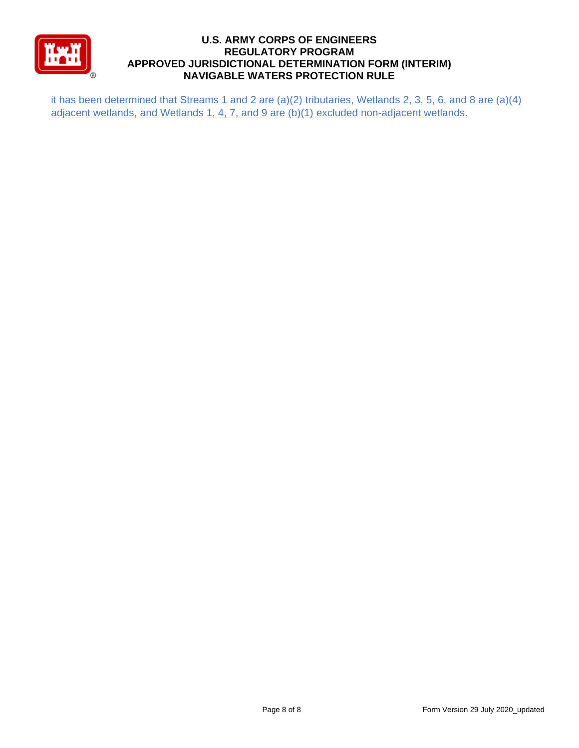it has been determined that Streams 1 and 2 are (a)(2) tributaries, Wetlands 2, 3, 5, 6, and 8 are (a)(4) adjacent wetlands, and Wetlands 1, 4, 7, and 9 are (b)(1) excluded non-adjacent wetlands.